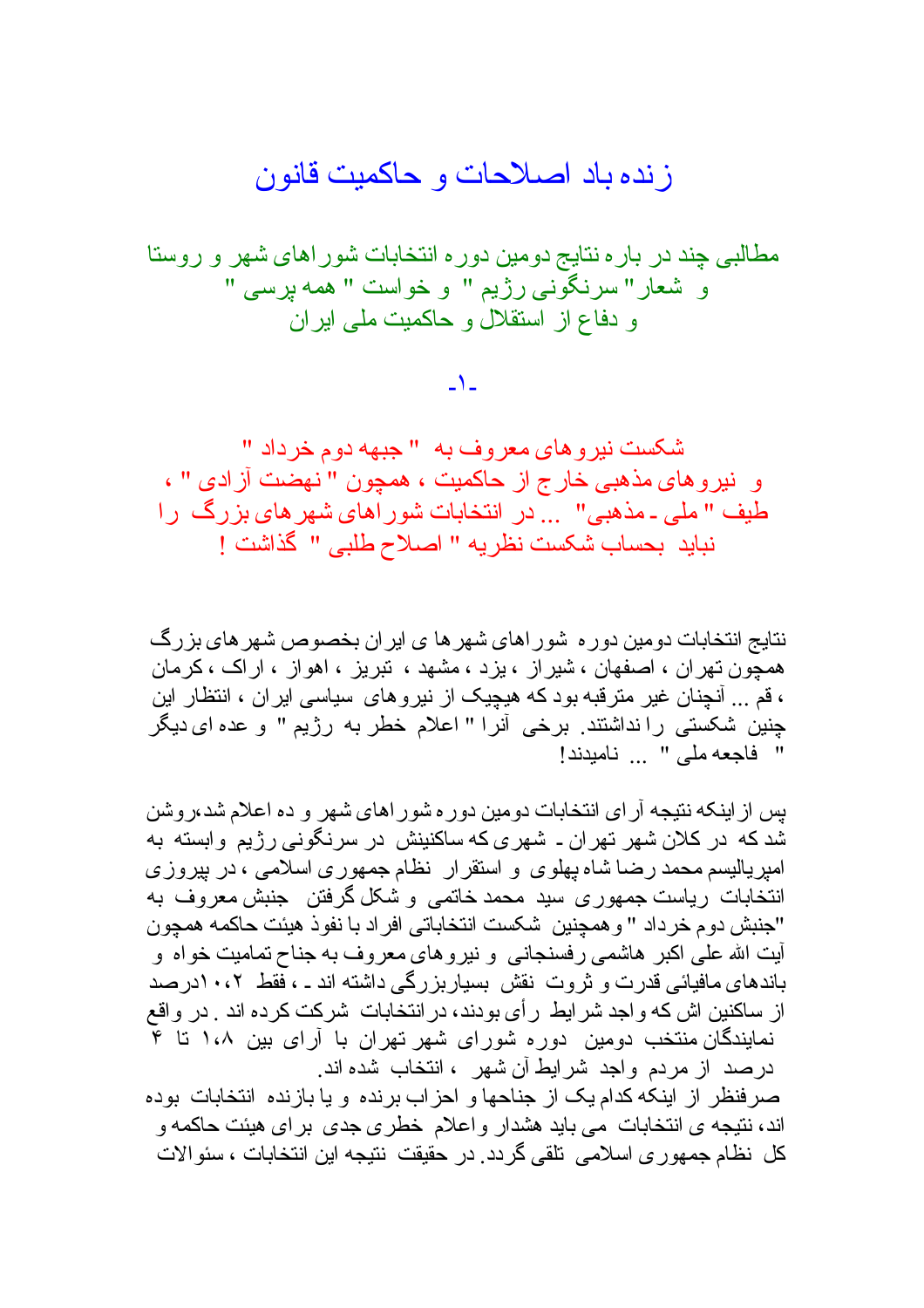# زنده باد اصلاحات و حاکمیت قانون

## مطالبی چند در باره نتایج دومین دوره انتخابات شوراهای شهر و روستا و شعار" سرنگونی رژیم " و خواست " همه پرسی " و دفاع از استقلال و حاکمیت ملی ایران

-۱-

### شکست نیروهای معروف به " جبهه دوم خرداد " و نیروهای مذهبی خارج از حاکمیت ، همچون " نهضت آزادی " ، طیف " ملی ـ مذهبی" ... در انتخابات شوراهای شهرهای بزرگ را نباید بحساب شکست نظریه " اصلاح طلبی " گذاشت !

نتایج انتخابات دومین دوره شوراهای شهرها ی ایران بخصوص شهرهای بزرگ همچون تهران ، اصفهان ، شیراز ، یزد ، مشهد ، تبریز ، اهواز ، اراک ، کرمان ، قم ... آنچنان غیر مترقبه بود که هیچیک از نیروهای سیاسی ایران ، انتظار این چنین شکستی را نداشتند. برخی آنرا " اعلام خطر به رژیم " و عده ای دیگر " فاجعه ملی " ... نامیدند!

پس از اینکه نتیجه آرای انتخابات دومین دوره شوراهای شهر و ده اعلام شد،روشن شد که در کلان شهر تهران ـ شهری که ساکنینش در سرنگونی رژیم وابسته به امپریالیسم محمد رضا شاه پهلوی و استقرار نظام جمهوری اسلامی ، در پیروزی انتخابات ریاست جمهوری سید محمد خاتمی و شکل گرفتن جنبش معروف به "جنبش دوم خرداد " و همچنین شکست انتخاباتی افراد با نفوذ هیئت حاکمه همچون آیت الله علی اکبر هاشمی رفسنجانی و نیروهای معروف به جناح تمامیت خواه و باندهای مافیائی قدرت و ثروت نقش بسیاربزرگی داشته اند ـ ، فقط ۱۰،۲درصد از ساکنین اش که واجد شرایط رأی بودند، درانتخابات شرکت کرده اند . در واقع نمایندگان منتخب دومین دوره شورای شهر تهران با آرای بین ۱،۸ تا ۴ درصد از مردم واجد شرایط آن شهر ، انتخاب شده اند.

صرفنظر از اینکه کدام یک از جناحها و احزاب برنده و یا بازنده انتخابات بوده اند، نتیجه ی انتخابات می باید هشدار واعلام خطری جدی برای هیئت حاکمه و کل نظام جمهوری اسلامی تلقی گردد. در حقیقت نتیجه این انتخابات ، سئوالات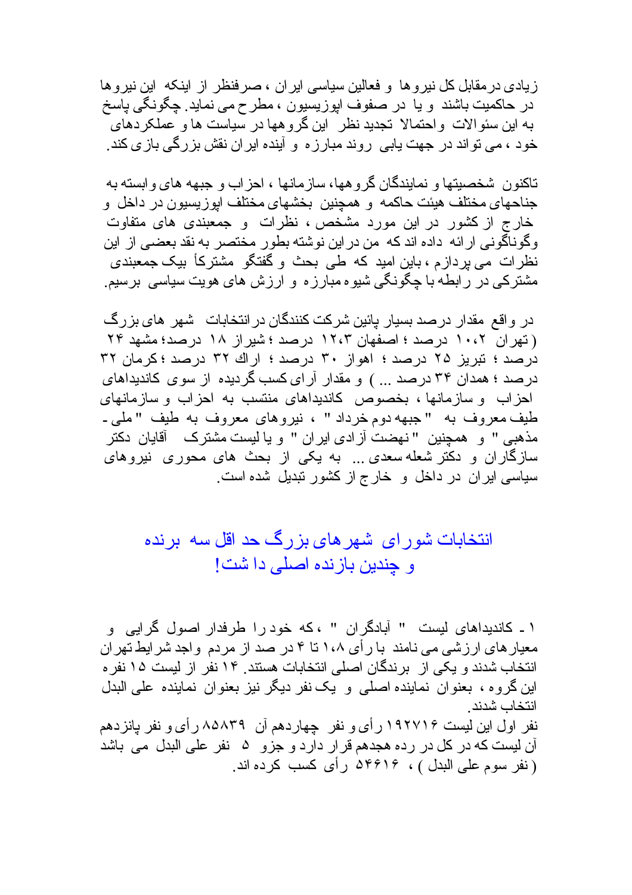زیادی درمقابل کل نیروها و فعالین سیاسی ایران ، صرفنظر از اینکه این نیروها در حاکمیت باشند و یا در صفوف اپوزیسیون ، مطرح می نماید. چگونگی پاسخ به این سئوالات واحتمالا تجدید نظر این گروهها در سیاست ها و عملکردهای خود ، می تواند در جهت یابی روند مبارزه و آینده ایران نقش بزرگی بازی کند.

تاکنون شخصیتها و نمایندگان گروهها، سازمانها ، احزاب و جبهه های وابسته به جناحهای مختلف هیئت حاکمه و همچنین بخشهای مختلف اپوزیسیون در داخل و خارج از کشور در این مورد مشخص ، نظرات و جمعبندی های متفاوت وگوناگونی ارائه داده اند که من دراین نوشته بطور مختصر به نقد بعضی از این نظرات می پردازم ، باین امید که طی بحث و گفتگو مشترکاً بیک جمعبندی مشترکی در رابطه با چگونگی شیوه مبارزه و ارزش های هویت سیاسی برسیم.

در واقع مقدار درصد بسیار پائین شرکت کنندگان درانتخابات شهر های بزرگ (تهران ۱۰،۲ درصد ؛ اصفهان ۱۲،۳ درصد ؛ شیراز ۱۸ درصد؛ مشهد ۲۴ درصد ؛ تبریز ۲۵ درصد ؛ اهواز ۳۰ درصد ؛ اراك ۳۲ درصد ؛ کرمان ۳۲ درصد ؛ همدان ۳۴ درصد ... ) و مقدار آرای کسب گردیده از سوی کاندیداهای احزاب و سازمانها ، بخصوص کاندیداهای منتسب به احزاب و سازمانهای طیف معروف به "جبهه دوم خرداد" ، نیروهای معروف به طیف "ملی - مذهبی" و همچنین "نهضت آزادی ایران" و یا لیست مشترک آقایان دکتر سازگاران و دکتر شعله سعدی ... به یکی از بحث های محوری نیروهای سیاسی ایران در داخل و خارج از کشور تبدیل شده است.

## انتخابات شورای شهرهای بزرگ حد اقل سه برنده و چندین بازنده اصلی داشت!

۱ - کاندیداهای لیست "آبادگران" ، که خودرا طرفدار اصول گرایی و معیارهای ارزشی می نامند با رأی ۱،۸ تا ۴ در صد از مردم واجد شرایط تهران انتخاب شدند و یکی از برندگان اصلی انتخابات هستند. ۱۴ نفر از لیست ۱۵ نفره این گروه ، بعنوان نماینده اصلی و یک نفر دیگر نیز بعنوان نماینده علی البدل انتخاب شدند.
نفر اول این لیست ۱۹۲۷۱۶ رأی و نفر چهاردهم آن ۸۵۸۳۹ رأی و نفر پانزدهم آن لیست که در کل در رده هجدهم قرار دارد و جزو ۵ نفر علی البدل می باشد (نفر سوم علی البدل) ، ۵۴۶۱۶ رأی کسب کرده اند.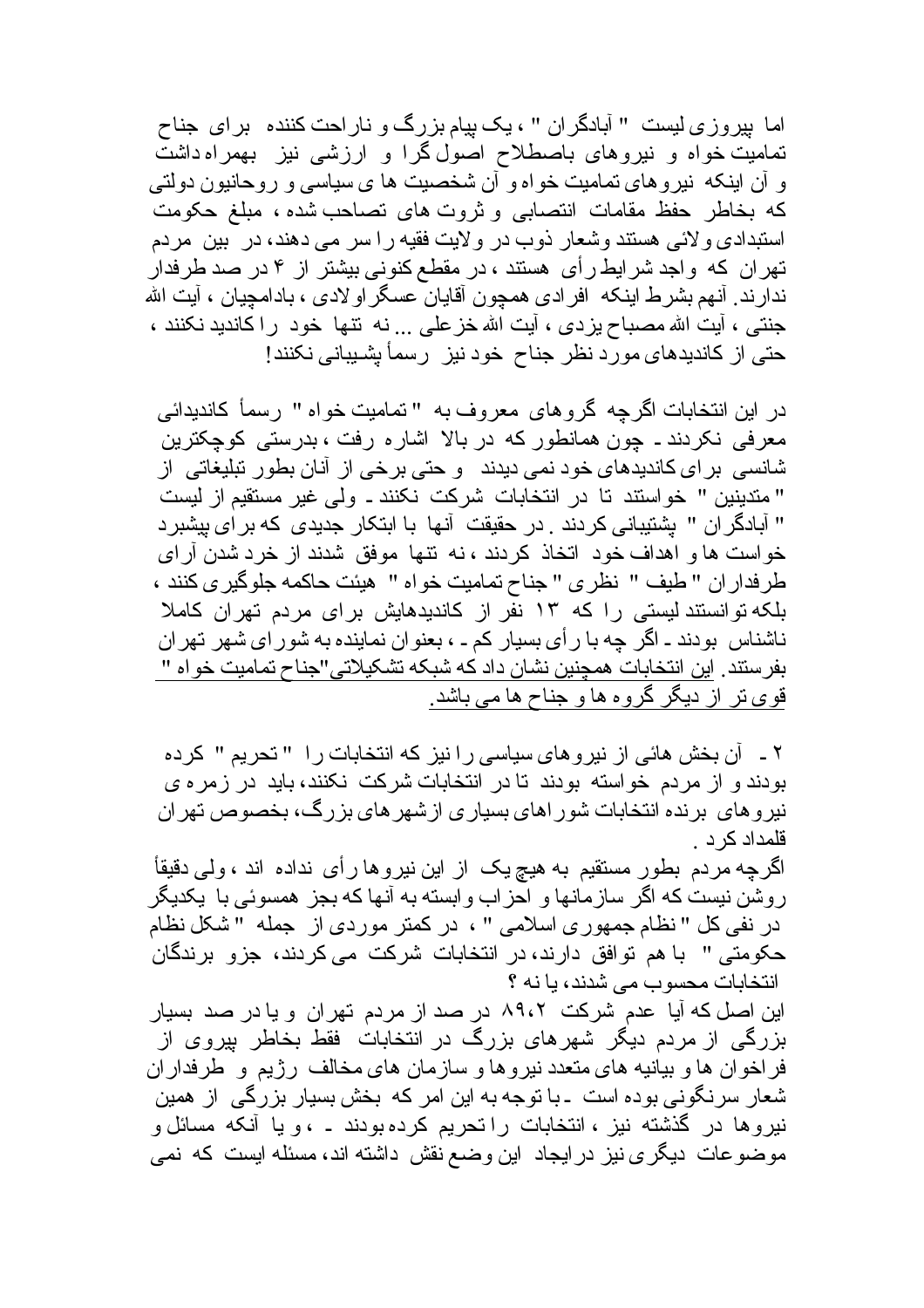اما پیروزی لیست " آبادگران " ، یک پیام بزرگ و ناراحت کننده برای جناح تمامیت خواه و نیروهای باصطلاح اصول گرا و ارزشی نیز بهمراه داشت و آن اینکه نیروهای تمامیت خواه و آن شخصیت ها ی سیاسی و روحانیون دولتی که بخاطر حفظ مقامات انتصابی و ثروت های تصاحب شده ، مبلغ حکومت استبدادی و لائی هستند وشعار ذوب در ولایت فقیه را سر می دهند، در بین مردم تهران که واجد شرایط رأی هستند ، در مقطع کنونی بیشتر از ۴ در صد طرفدار ندارند. آنهم بشرط اینکه افرادی همچون آقایان عسگراولادی ، بادامچیان ، آیت الله جنتی ، آیت الله مصباح یزدی ، آیت الله خزعلی ... نه تنها خود را کاندید نکنند ، حتی از کاندیدهای مورد نظر جناح خود نیز رسماً پشتیبانی نکنند!

در این انتخابات اگرچه گروهای معروف به " تمامیت خواه " رسماً کاندیدائی معرفی نکردند ـ چون همانطور که در بالا اشاره رفت ، بدرستی کوچکترین شانسی برای کاندیدهای خود نمی دیدند و حتی برخی از آنان بطور تبلیغاتی از " متدینین " خواستند تا در انتخابات شرکت نکنند ـ ولی غیر مستقیم از لیست " آبادگران " پشتیبانی کردند . در حقیقت آنها با ابتکار جدیدی که برای پیشبرد خواست ها و اهداف خود اتخاذ کردند ، نه تنها موفق شدند از خرد شدن آرای طرفداران " طیف " نظری " جناح تمامیت خواه " هیئت حاکمه جلوگیری کنند ، بلکه توانستند لیستی را که ۱۳ نفر از کاندیدهایش برای مردم تهران کاملا ناشناس بودند ـ اگر چه با رأی بسیار کم ـ ، بعنوان نماینده به شورای شهر تهران بفرستند. <u>این انتخابات همچنین نشان داد که شبکه تشکیلاتی"جناح تمامیت خواه " قوی تر از دیگر گروه ها و جناح ها می باشد.</u>

۲ ـ آن بخش هائی از نیروهای سیاسی را نیز که انتخابات را " تحریم " کرده بودند و از مردم خواسته بودند تا در انتخابات شرکت نکنند، باید در زمره ی نیروهای برنده انتخابات شوراهای بسیاری ازشهرهای بزرگ، بخصوص تهران قلمداد کرد .

اگرچه مردم بطور مستقیم به هیچ یک از این نیروها رأی نداده اند ، ولی دقیقاً روشن نیست که اگر سازمانها و احزاب وابسته به آنها که بجز همسوئی با یکدیگر در نفی کل " نظام جمهوری اسلامی " ، در کمتر موردی از جمله " شکل نظام حکومتی " با هم توافق دارند، در انتخابات شرکت می کردند، جزو برندگان انتخابات محسوب می شدند، یا نه ؟

این اصل که آیا عدم شرکت ۸۹،۲ در صد از مردم تهران و یا در صد بسیار بزرگی از مردم دیگر شهرهای بزرگ در انتخابات فقط بخاطر پیروی از فراخوان ها و بیانیه های متعدد نیروها و سازمان های مخالف رژیم و طرفداران شعار سرنگونی بوده است ـ با توجه به این امر که بخش بسیار بزرگی از همین نیروها در گذشته نیز ، انتخابات را تحریم کرده بودند ـ ، و یا آنکه مسائل و موضوعات دیگری نیز در ایجاد این وضع نقش داشته اند، مسئله ایست که نمی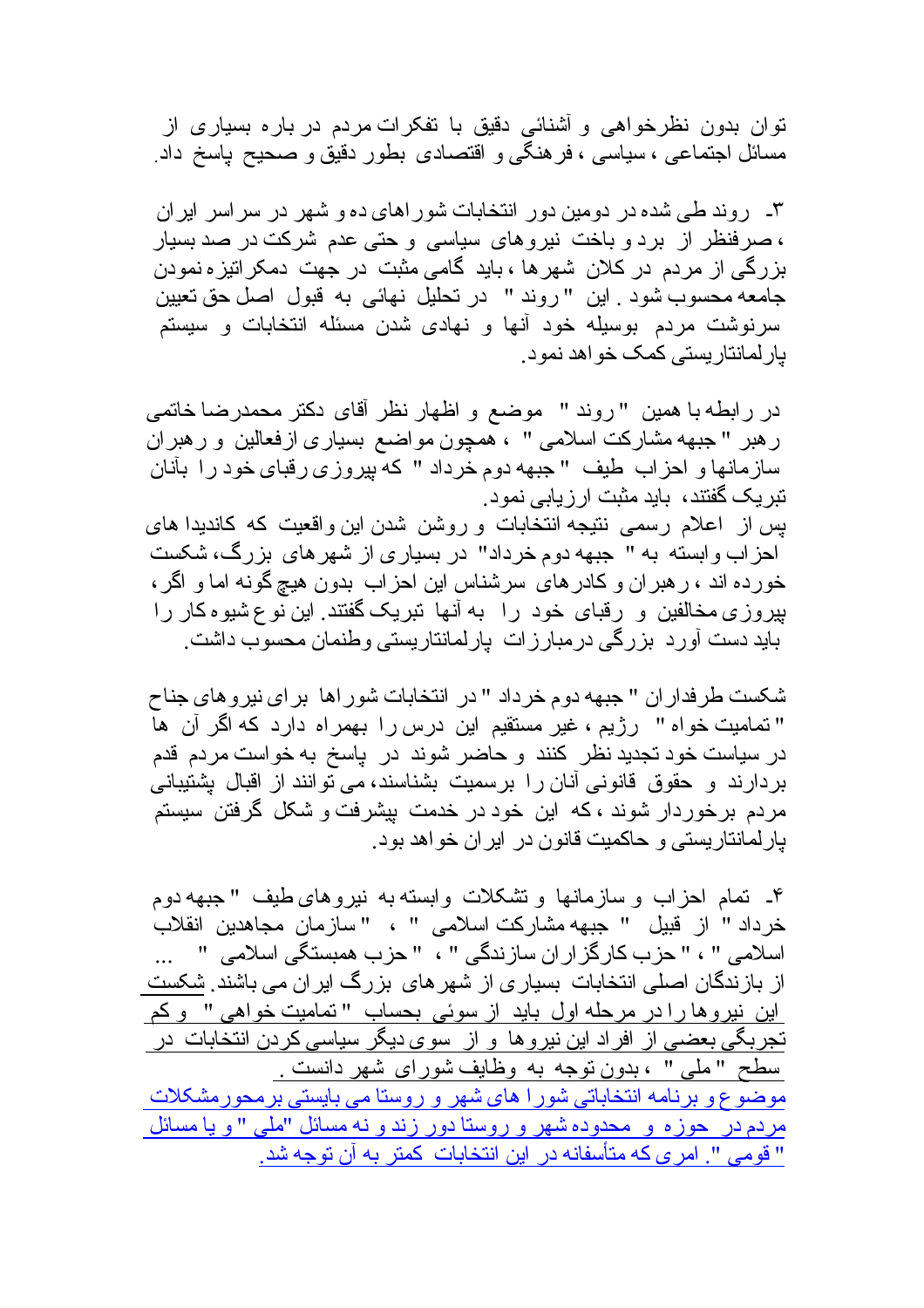توان بدون نظرخواهی و آشنائی دقیق با تفکرات مردم در باره بسیاری از مسائل اجتماعی ، سیاسی ، فرهنگی و اقتصادی بطور دقیق و صحیح پاسخ داد.

۳- روند طی شده در دومین دور انتخابات شوراهای ده و شهر در سراسر ایران ، صرفنظر از برد و باخت نیروهای سیاسی و حتی عدم شرکت در صد بسیار بزرگی از مردم در کلان شهرها ، باید گامی مثبت در جهت دمکراتیزه نمودن جامعه محسوب شود . این " روند " در تحلیل نهائی به قبول اصل حق تعیین سرنوشت مردم بوسیله خود آنها و نهادی شدن مسئله انتخابات و سیستم پارلمانتاریستی کمک خواهد نمود.

در رابطه با همین " روند " موضع و اظهار نظر آقای دکتر محمدرضا خاتمی رهبر " جبهه مشارکت اسلامی " ، همچون مواضع بسیاری ازفعالین و رهبران سازمانها و احزاب طیف " جبهه دوم خرداد " که پیروزی رقبای خود را بآنان تبریک گفتند، باید مثبت ارزیابی نمود.
پس از اعلام رسمی نتیجه انتخابات و روشن شدن این واقعیت که کاندیدا های احزاب وابسته به " جبهه دوم خرداد" در بسیاری از شهرهای بزرگ، شکست خورده اند ، رهبران و کادرهای سرشناس این احزاب بدون هیچ گونه اما و اگر، پیروزی مخالفین و رقبای خود را به آنها تبریک گفتند. این نوع شیوه کار را باید دست آورد بزرگی درمبارزات پارلمانتاریستی وطنمان محسوب داشت.

شکست طرفداران " جبهه دوم خرداد " در انتخابات شوراها برای نیروهای جناح " تمامیت خواه " رژیم ، غیر مستقیم این درس را بهمراه دارد که اگر آن ها در سیاست خود تجدید نظر کنند و حاضر شوند در پاسخ به خواست مردم قدم بردارند و حقوق قانونی آنان را برسمیت بشناسند، می توانند از اقبال پشتیبانی مردم برخوردار شوند ، که این خود در خدمت پیشرفت و شکل گرفتن سیستم پارلمانتاریستی و حاکمیت قانون در ایران خواهد بود.

۴- تمام احزاب و سازمانها و تشکلات وابسته به نیروهای طیف " جبهه دوم خرداد " از قبیل " جبهه مشارکت اسلامی " ، " سازمان مجاهدین انقلاب اسلامی " ، " حزب کارگزاران سازندگی " ، " حزب همبستگی اسلامی " ... از بازندگان اصلی انتخابات بسیاری از شهرهای بزرگ ایران می باشند. شکست این نیروها را در مرحله اول باید از سوئی بحساب " تمامیت خواهی " و کم تجربگی بعضی از افراد این نیروها و از سوی دیگر سیاسی کردن انتخابات در سطح " ملی " ، بدون توجه به وظایف شورای شهر دانست .
موضوع و برنامه انتخاباتی شورا های شهر و روستا می بایستی برمحورمشکلات مردم در حوزه و محدوده شهر و روستا دور زند و نه مسائل "ملی " و یا مسائل " قومی ". امری که متأسفانه در این انتخابات کمتر به آن توجه شد.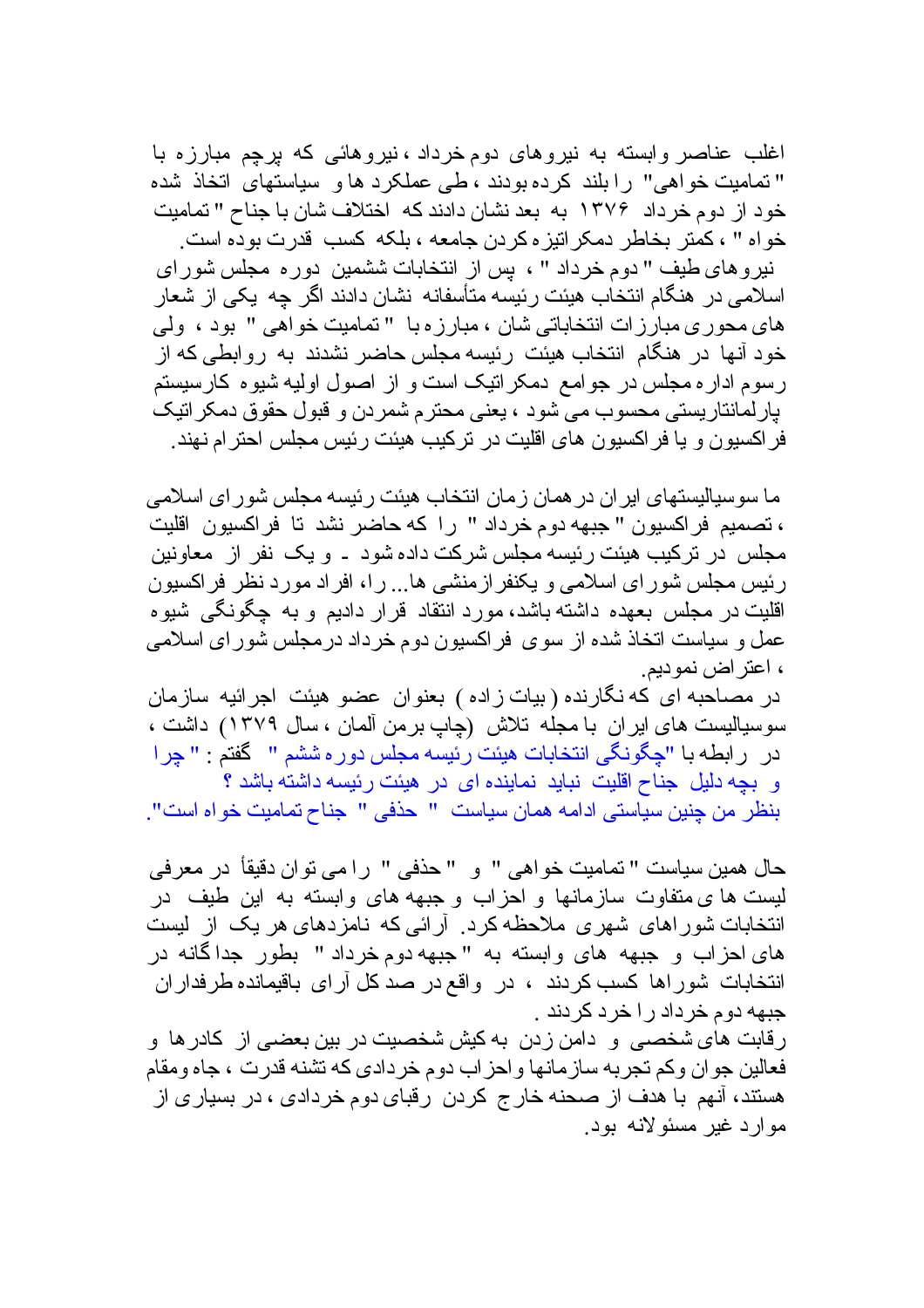اغلب عناصر وابسته به نیروهای دوم خرداد ، نیروهائی که پرچم مبارزه با " تمامیت خواهی" را بلند کرده بودند ، طی عملکرد ها و سیاستهای اتخاذ شده خود از دوم خرداد ۱۳۷۶ به بعد نشان دادند که اختلاف شان با جناح " تمامیت خواه " ، کمتر بخاطر دمکراتیزه کردن جامعه ، بلکه کسب قدرت بوده است.
نیروهای طیف " دوم خرداد " ، پس از انتخابات ششمین دوره مجلس شورای اسلامی در هنگام انتخاب هیئت رئیسه متأسفانه نشان دادند اگر چه یکی از شعار های محوری مبارزات انتخاباتی شان ، مبارزه با " تمامیت خواهی " بود ، ولی خود آنها در هنگام انتخاب هیئت رئیسه مجلس حاضر نشدند به روابطی که از رسوم اداره مجلس در جوامع دمکراتیک است و از اصول اولیه شیوه کارسیستم پارلمانتاریستی محسوب می شود ، یعنی محترم شمردن و قبول حقوق دمکراتیک فراکسیون و یا فراکسیون های اقلیت در ترکیب هیئت رئیس مجلس احترام نهند.

ما سوسیالیستهای ایران در همان زمان انتخاب هیئت رئیسه مجلس شورای اسلامی ، تصمیم فراکسیون " جبهه دوم خرداد " را که حاضر نشد تا فراکسیون اقلیت مجلس در ترکیب هیئت رئیسه مجلس شرکت داده شود - و یک نفر از معاونین رئیس مجلس شورای اسلامی و یکنفر ازمنشی ها... را، افراد مورد نظر فراکسیون اقلیت در مجلس بعهده داشته باشد، مورد انتقاد قرار دادیم و به چگونگی شیوه عمل و سیاست اتخاذ شده از سوی فراکسیون دوم خرداد درمجلس شورای اسلامی ، اعتراض نمودیم.
در مصاحبه ای که نگارنده ( بیات زاده ) بعنوان عضو هیئت اجرائیه سازمان سوسیالیست های ایران با مجله تلاش (چاپ برمن آلمان ، سال ۱۳۷۹) داشت ، در رابطه با "چگونگی انتخابات هیئت رئیسه مجلس دوره ششم " گفتم : " چرا و بچه دلیل جناح اقلیت نباید نماینده ای در هیئت رئیسه داشته باشد ؟ بنظر من چنین سیاستی ادامه همان سیاست " حذفی " جناح تمامیت خواه است".

حال همین سیاست " تمامیت خواهی " و " حذفی " را می توان دقیقاً در معرفی لیست ها ی متفاوت سازمانها و احزاب و جبهه های وابسته به این طیف در انتخابات شوراهای شهری ملاحظه کرد. آرائی که نامزدهای هر یک از لیست های احزاب و جبهه های وابسته به " جبهه دوم خرداد " بطور جداگانه در انتخابات شوراها کسب کردند ، در واقع در صد کل آرای باقیمانده طرفداران جبهه دوم خرداد را خرد کردند .
رقابت های شخصی و دامن زدن به کیش شخصیت در بین بعضی از کادرها و فعالین جوان وکم تجربه سازمانها واحزاب دوم خردادی که تشنه قدرت ، جاه ومقام هستند، آنهم با هدف از صحنه خارج کردن رقبای دوم خردادی ، در بسیاری از موارد غیر مسئولانه بود.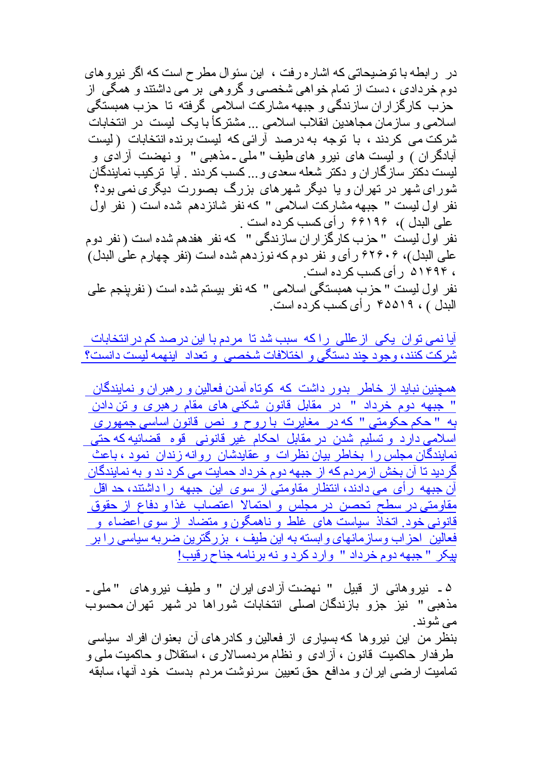در رابطه با توضیحاتی که اشاره رفت ، این سئوال مطرح است که اگر نیروهای دوم خردادی ، دست از تمام خواهی شخصی و گروهی بر می داشتند و همگی از حزب کارگزاران سازندگی و جبهه مشارکت اسلامی گرفته تا حزب همبستگی اسلامی و سازمان مجاهدین انقلاب اسلامی ... مشترکاً با یک لیست در انتخابات شرکت می کردند ، با توجه به درصد آرائی که لیست برنده انتخابات (لیست آبادگران ) و لیست های نیرو های طیف "ملی ـ مذهبی " و نهضت آزادی و لیست دکتر سازگاران و دکتر شعله سعدی و... کسب کردند . آیا ترکیب نمایندگان شورای شهر در تهران و یا دیگر شهرهای بزرگ بصورت دیگری نمی بود؟
نفر اول لیست " جبهه مشارکت اسلامی " که نفر شانزدهم شده است ( نفر اول علی البدل )، ۶۶۱۹۶ رأی کسب کرده است .
نفر اول لیست " حزب کارگزاران سازندگی " که نفر هفدهم شده است (نفر دوم علی البدل)، ۶۲۶۰۶ رأی و نفر دوم که نوزدهم شده است (نفر چهارم علی البدل) ، ۵۱۴۹۴ رأی کسب کرده است.
نفر اول لیست " حزب همبستگی اسلامی " که نفر بیستم شده است (نفرپنجم علی البدل ) ، ۴۵۵۱۹ رأی کسب کرده است.

آیا نمی توان یکی ازعللی را که سبب شد تا مردم با این درصد کم درانتخابات شرکت کنند، وجود چند دستگی و اختلافات شخصی و تعداد اینهمه لیست دانست؟

همچنین نباید از خاطر بدور داشت که کوتاه آمدن فعالین و رهبران و نمایندگان " جبهه دوم خرداد " در مقابل قانون شکنی های مقام رهبری و تن دادن به " حکم حکومتی " که در مغایرت با روح و نص قانون اساسی جمهوری اسلامی دارد و تسلیم شدن در مقابل احکام غیر قانونی قوه قضائیه که حتی نمایندگان مجلس را بخاطر بیان نظرات و عقایدشان روانه زندان نمود ، باعث گردید تا آن بخش ازمردم که از جبهه دوم خرداد حمایت می کرد ند و به نمایندگان آن جبهه رأی می دادند، انتظار مقاومتی از سوی این جبهه را داشتند، حد اقل مقاومتی در سطح تحصن در مجلس و احتمالا اعتصاب غذا و دفاع از حقوق قانونی خود. اتخاذ سیاست های غلط و ناهمگون و متضاد از سوی اعضاء و فعالین احزاب وسازمانهای وابسته به این طیف ، بزرگترین ضربه سیاسی را بر پیکر " جبهه دوم خرداد " وارد کرد و نه برنامه جناح رقیب!

۵ ـ نیروهائی از قبیل " نهضت آزادی ایران " و طیف نیروهای "ملی ـ مذهبی " نیز جزو بازندگان اصلی انتخابات شوراها در شهر تهران محسوب می شوند.
بنظر من این نیروها که بسیاری از فعالین و کادرهای آن بعنوان افراد سیاسی طرفدار حاکمیت قانون ، آزادی و نظام مردمسالاری ، استقلال و حاکمیت ملی و تمامیت ارضی ایران و مدافع حق تعیین سرنوشت مردم بدست خود آنها، سابقه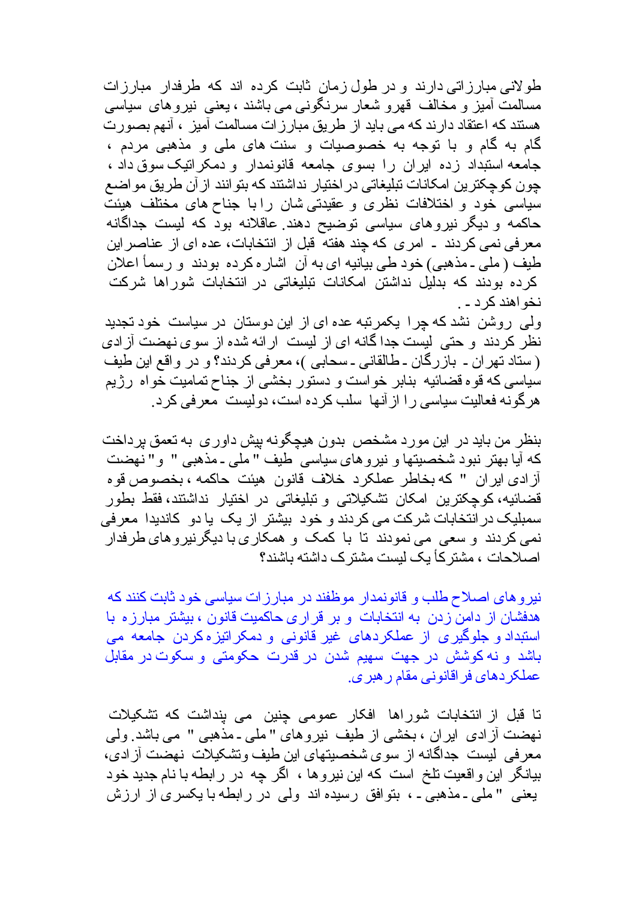طولانی مبارزاتی دارند و در طول زمان ثابت کرده اند که طرفدار مبارزات مسالمت آمیز و مخالف قهرو شعار سرنگونی می باشند ، یعنی نیروهای سیاسی هستند که اعتقاد دارند که می باید از طریق مبارزات مسالمت آمیز ، آنهم بصورت گام به گام و با توجه به خصوصیات و سنت های ملی و مذهبی مردم ، جامعه استبداد زده ایران را بسوی جامعه قانونمدار و دمکراتیک سوق داد ، چون کوچکترین امکانات تبلیغاتی دراختیار نداشتند که بتوانند ازآن طریق مواضع سیاسی خود و اختلافات نظری و عقیدتی شان را با جناح های مختلف هیئت حاکمه و دیگر نیروهای سیاسی توضیح دهند. عاقلانه بود که لیست جداگانه معرفی نمی کردند - امری که چند هفته قبل از انتخابات، عده ای از عناصر این طیف ( ملی ـ مذهبی) خود طی بیانیه ای به آن اشاره کرده بودند و رسماً اعلان کرده بودند که بدلیل نداشتن امکانات تبلیغاتی در انتخابات شوراها شرکت نخواهند کرد - .

ولی روشن نشد که چرا یکمرتبه عده ای از این دوستان در سیاست خود تجدید نظر کردند و حتی لیست جدا گانه ای از لیست ارائه شده از سوی نهضت آزادی ( ستاد تهران ـ بازرگان ـ طالقانی ـ سحابی )، معرفی کردند؟ و در واقع این طیف سیاسی که قوه قضائیه بنابر خواست و دستور بخشی از جناح تمامیت خواه رژیم هرگونه فعالیت سیاسی را از آنها سلب کرده است، دولیست معرفی کرد.

بنظر من باید در این مورد مشخص بدون هیچگونه پیش داوری به تعمق پرداخت که آیا بهتر نبود شخصیتها و نیروهای سیاسی طیف " ملی ـ مذهبی " و" نهضت آزادی ایران " که بخاطر عملکرد خلاف قانون هیئت حاکمه ، بخصوص قوه قضائیه، کوچکترین امکان تشکیلاتی و تبلیغاتی در اختیار نداشتند، فقط بطور سمبلیک درانتخابات شرکت می کردند و خود بیشتر از یک یا دو کاندیدا معرفی نمی کردند و سعی می نمودند تا با کمک و همکاری با دیگرنیروهای طرفدار اصلاحات ، مشترکاً یک لیست مشترک داشته باشند؟

نیروهای اصلاح طلب و قانونمدار موظفند در مبارزات سیاسی خود ثابت کنند که هدفشان از دامن زدن به انتخابات و بر قراری حاکمیت قانون ، بیشتر مبارزه با استبداد و جلوگیری از عملکردهای غیر قانونی و دمکراتیزه کردن جامعه می باشد و نه کوشش در جهت سهیم شدن در قدرت حکومتی و سکوت در مقابل عملکردهای فراقانونی مقام رهبری.

تا قبل از انتخابات شوراها افکار عمومی چنین می پنداشت که تشکیلات نهضت آزادی ایران ، بخشی از طیف نیروهای " ملی ـ مذهبی " می باشد. ولی معرفی لیست جداگانه از سوی شخصیتهای این طیف وتشکیلات نهضت آزادی، بیانگر این واقعیت تلخ است که این نیروها ، اگر چه در رابطه با نام جدید خود یعنی " ملی ـ مذهبی ـ ، بتوافق رسیده اند ولی در رابطه با یکسری از ارزش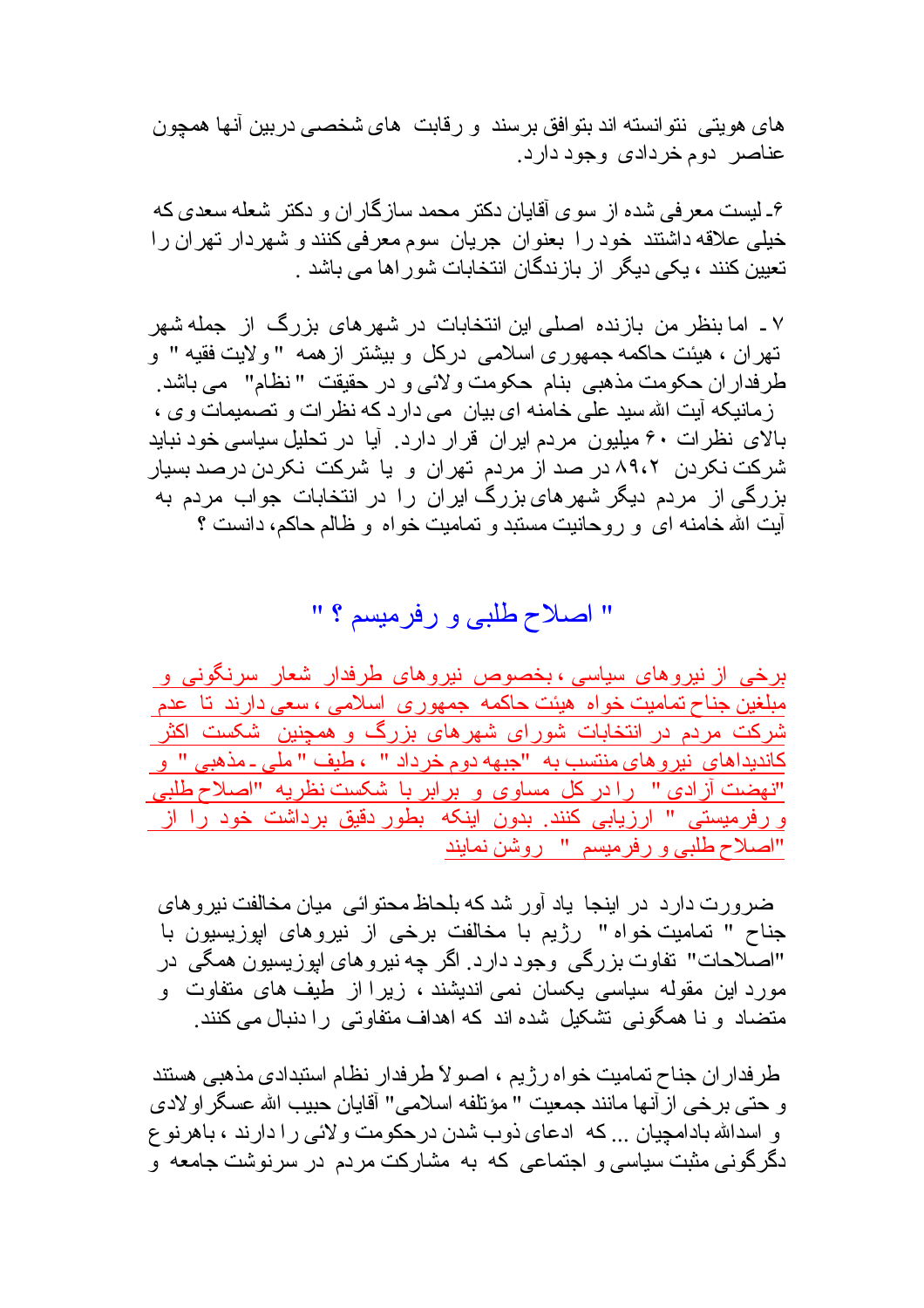های هویتی نتوانسته اند بتوافق برسند و رقابت های شخصی دربین آنها همچون عناصر دوم خردادی وجود دارد.

۶ـ لیست معرفی شده از سوی آقایان دکتر محمد سازگاران و دکتر شعله سعدی که خیلی علاقه داشتند خود را بعنوان جریان سوم معرفی کنند و شهردار تهران را تعیین کنند ، یکی دیگر از بازندگان انتخابات شوراها می باشد .

۷ ـ اما بنظر من بازنده اصلی این انتخابات در شهرهای بزرگ از جمله شهر تهران ، هیئت حاکمه جمهوری اسلامی درکل و بیشتر ازهمه " ولایت فقیه " و طرفداران حکومت مذهبی بنام حکومت ولائی و در حقیقت " نظام" می باشد. زمانیکه آیت الله سید علی خامنه ای بیان می دارد که نظرات و تصمیمات وی ، بالای نظرات ۶۰ میلیون مردم ایران قرار دارد. آیا در تحلیل سیاسی خود نباید شرکت نکردن ۸۹،۲ در صد از مردم تهران و یا شرکت نکردن درصد بسیار بزرگی از مردم دیگر شهرهای بزرگ ایران را در انتخابات جواب مردم به آیت الله خامنه ای و روحانیت مستبد و تمامیت خواه و ظالم حاکم، دانست ؟

## " اصلاح طلبی و رفرمیسم ؟ "

برخی از نیروهای سیاسی ، بخصوص نیروهای طرفدار شعار سرنگونی و مبلغین جناح تمامیت خواه هیئت حاکمه جمهوری اسلامی ، سعی دارند تا عدم شرکت مردم در انتخابات شورای شهرهای بزرگ و همچنین شکست اکثر کاندیداهای نیروهای منتسب به "جبهه دوم خرداد " ، طیف " ملی ـ مذهبی " و "نهضت آزادی " را در کل مساوی و برابر با شکست نظریه "اصلاح طلبی و رفرمیستی " ارزیابی کنند. بدون اینکه بطور دقیق برداشت خود را از "اصلاح طلبی و رفرمیسم " روشن نمایند

ضرورت دارد در اینجا یاد آور شد که بلحاظ محتوائی میان مخالفت نیروهای جناح " تمامیت خواه " رژیم با مخالفت برخی از نیروهای اپوزیسیون با "اصلاحات" تفاوت بزرگی وجود دارد. اگر چه نیروهای اپوزیسیون همگی در مورد این مقوله سیاسی یکسان نمی اندیشند ، زیرا از طیف های متفاوت و متضاد و نا همگونی تشکیل شده اند که اهداف متفاوتی را دنبال می کنند.

طرفداران جناح تمامیت خواه رژیم ، اصولاً طرفدار نظام استبدادی مذهبی هستند و حتی برخی از آنها مانند جمعیت " مؤتلفه اسلامی" آقایان حبیب الله عسگراولادی و اسدالله بادامچیان ... که ادعای ذوب شدن درحکومت ولائی را دارند ، باهرنوع دگرگونی مثبت سیاسی و اجتماعی که به مشارکت مردم در سرنوشت جامعه و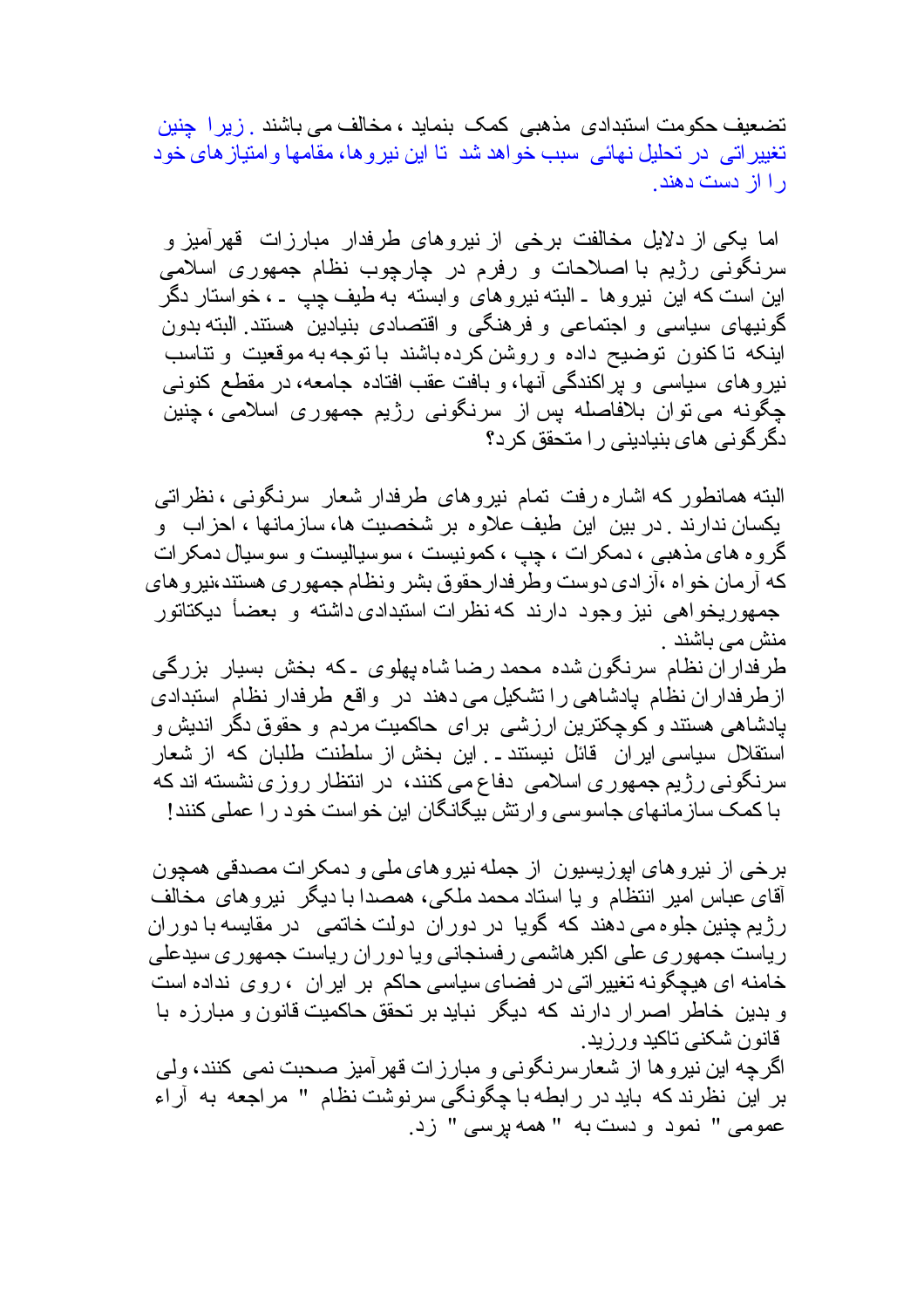تضعیف حکومت استبدادی مذهبی کمک بنماید ، مخالف می باشند . زیرا چنین تغییراتی در تحلیل نهائی سبب خواهد شد تا این نیروها، مقامها وامتیازهای خود را از دست دهند.

اما یکی از دلایل مخالفت برخی از نیروهای طرفدار مبارزات قهرآمیز و سرنگونی رژیم با اصلاحات و رفرم در چارچوب نظام جمهوری اسلامی این است که این نیروها ـ البته نیروهای وابسته به طیف چپ ـ ، خواستار دگرگونیهای سیاسی و اجتماعی و فرهنگی و اقتصادی بنیادین هستند. البته بدون اینکه تا کنون توضیح داده و روشن کرده باشند با توجه به موقعیت و تناسب نیروهای سیاسی و پراکندگی آنها، و بافت عقب افتاده جامعه، در مقطع کنونی چگونه می توان بلافاصله پس از سرنگونی رژیم جمهوری اسلامی ، چنین دگرگونی های بنیادینی را متحقق کرد؟

البته همانطور که اشاره رفت تمام نیروهای طرفدار شعار سرنگونی ، نظراتی یکسان ندارند . در بین این طیف علاوه بر شخصیت ها، سازمانها ، احزاب و گروه های مذهبی ، دمکرات ، چپ ، کمونیست ، سوسیالیست و سوسیال دمکرات که آرمان خواه ،آزادی دوست وطرفدارحقوق بشر ونظام جمهوری هستند،نیروهای جمهوریخواهی نیز وجود دارند که نظرات استبدادی داشته و بعضاً دیکتاتور منش می باشند .
طرفداران نظام سرنگون شده محمد رضا شاه پهلوی ـ که بخش بسیار بزرگی ازطرفداران نظام پادشاهی را تشکیل می دهند در واقع طرفدار نظام استبدادی پادشاهی هستند و کوچکترین ارزشی برای حاکمیت مردم و حقوق دگر اندیش و استقلال سیاسی ایران قائل نیستند ـ . این بخش از سلطنت طلبان که از شعار سرنگونی رژیم جمهوری اسلامی دفاع می کنند، در انتظار روزی نشسته اند که با کمک سازمانهای جاسوسی وارتش بیگانگان این خواست خود را عملی کنند!

برخی از نیروهای اپوزیسیون از جمله نیروهای ملی و دمکرات مصدقی همچون آقای عباس امیر انتظام و یا استاد محمد ملکی، همصدا با دیگر نیروهای مخالف رژیم چنین جلوه می دهند که گویا در دوران دولت خاتمی در مقایسه با دوران ریاست جمهوری علی اکبرهاشمی رفسنجانی ویا دوران ریاست جمهوری سیدعلی خامنه ای هیچگونه تغییراتی در فضای سیاسی حاکم بر ایران ، روی نداده است و بدین خاطر اصرار دارند که دیگر نباید بر تحقق حاکمیت قانون و مبارزه با قانون شکنی تاکید ورزید.
اگرچه این نیروها از شعارسرنگونی و مبارزات قهرآمیز صحبت نمی کنند، ولی بر این نظرند که باید در رابطه با چگونگی سرنوشت نظام " مراجعه به آراء عمومی " نمود و دست به " همه پرسی " زد.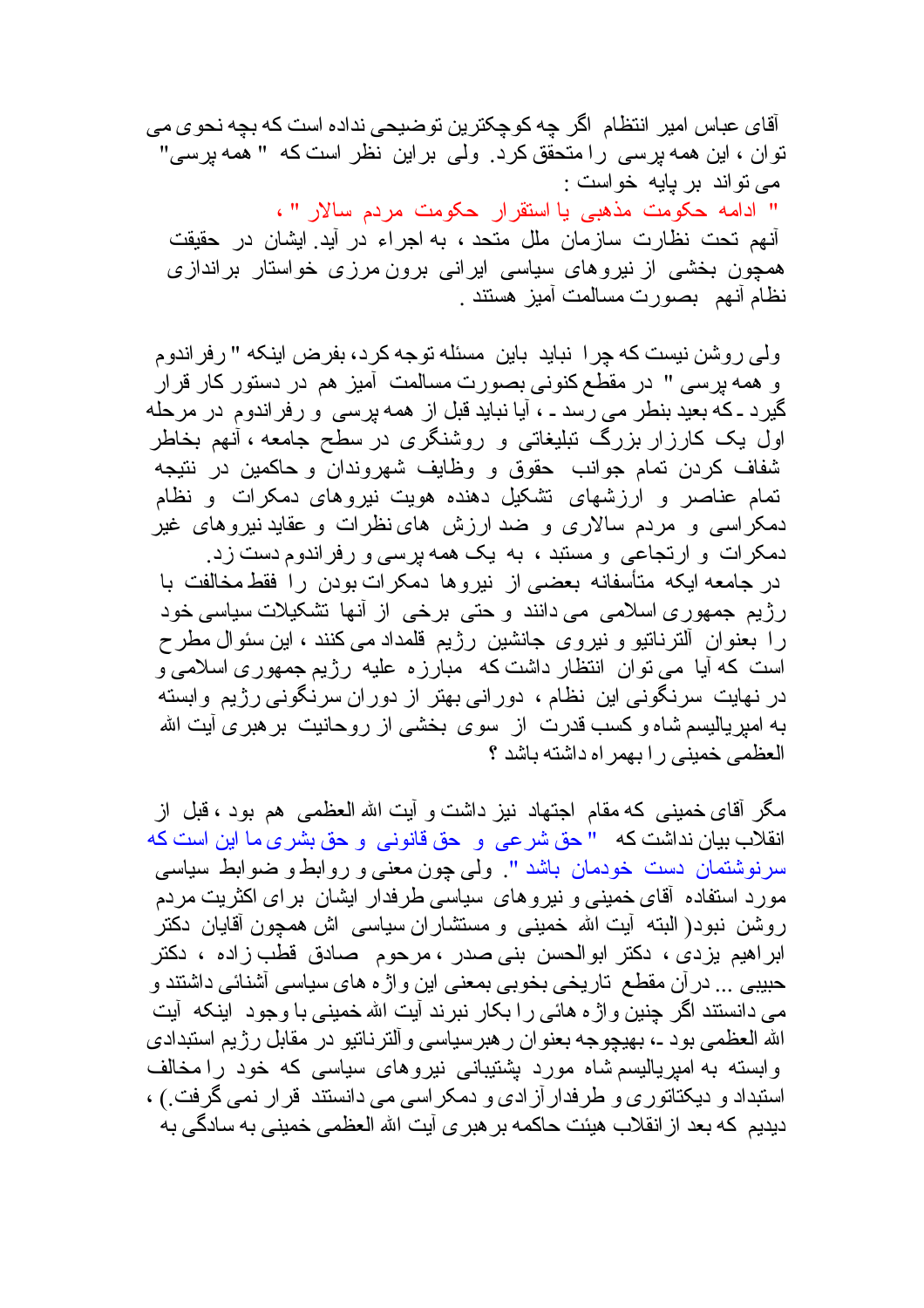آقای عباس امیر انتظام اگر چه کوچکترین توضیحی نداده است که بچه نحوی می توان ، این همه پرسی را متحقق کرد. ولی براین نظر است که " همه پرسی" می تواند بر پایه خواست :

" ادامه حکومت مذهبی یا استقرار حکومت مردم سالار " ،

آنهم تحت نظارت سازمان ملل متحد ، به اجراء در آید. ایشان در حقیقت همچون بخشی از نیروهای سیاسی ایرانی برون مرزی خواستار براندازی نظام آنهم بصورت مسالمت آمیز هستند .

ولی روشن نیست که چرا نباید باین مسئله توجه کرد، بفرض اینکه " رفراندوم و همه پرسی " در مقطع کنونی بصورت مسالمت آمیز هم در دستور کار قرار گیرد ـ که بعید بنظر می رسد ـ ، آیا نباید قبل از همه پرسی و رفراندوم در مرحله اول یک کارزار بزرگ تبلیغاتی و روشنگری در سطح جامعه ، آنهم بخاطر شفاف کردن تمام جوانب حقوق و وظایف شهروندان و حاکمین در نتیجه تمام عناصر و ارزشهای تشکیل دهنده هویت نیروهای دمکرات و نظام دمکراسی و مردم سالاری و ضد ارزش های نظرات و عقاید نیروهای غیر دمکرات و ارتجاعی و مستبد ، به یک همه پرسی و رفراندوم دست زد.

در جامعه ایکه متأسفانه بعضی از نیروها دمکرات بودن را فقط مخالفت با رژیم جمهوری اسلامی می دانند و حتی برخی از آنها تشکیلات سیاسی خود را بعنوان آلترناتیو و نیروی جانشین رژیم قلمداد می کنند ، این سئوال مطرح است که آیا می توان انتظار داشت که مبارزه علیه رژیم جمهوری اسلامی و در نهایت سرنگونی این نظام ، دورانی بهتر از دوران سرنگونی رژیم وابسته به امپریالیسم شاه و کسب قدرت از سوی بخشی از روحانیت برهبری آیت الله العظمی خمینی را بهمراه داشته باشد ؟

مگر آقای خمینی که مقام اجتهاد نیز داشت و آیت الله العظمی هم بود ، قبل از انقلاب بیان نداشت که " حق شرعی و حق قانونی و حق بشری ما این است که سرنوشتمان دست خودمان باشد ". ولی چون معنی و روابط و ضوابط سیاسی مورد استفاده آقای خمینی و نیروهای سیاسی طرفدار ایشان برای اکثریت مردم روشن نبود( البته آیت الله خمینی و مستشاران سیاسی اش همچون آقایان دکتر ابراهیم یزدی ، دکتر ابوالحسن بنی صدر ، مرحوم صادق قطب زاده ، دکتر حبیبی ... درآن مقطع تاریخی بخوبی بمعنی این واژه های سیاسی آشنائی داشتند و می دانستند اگر چنین واژه هائی را بکار نبرند آیت الله خمینی با وجود اینکه آیت الله العظمی بود ـ، بهیچوجه بعنوان رهبرسیاسی و آلترناتیو در مقابل رژیم استبدادی وابسته به امپریالیسم شاه مورد پشتیبانی نیروهای سیاسی که خود را مخالف استبداد و دیکتاتوری و طرفدار آزادی و دمکراسی می دانستند قرار نمی گرفت.) ، دیدیم که بعد از انقلاب هیئت حاکمه برهبری آیت الله العظمی خمینی به سادگی به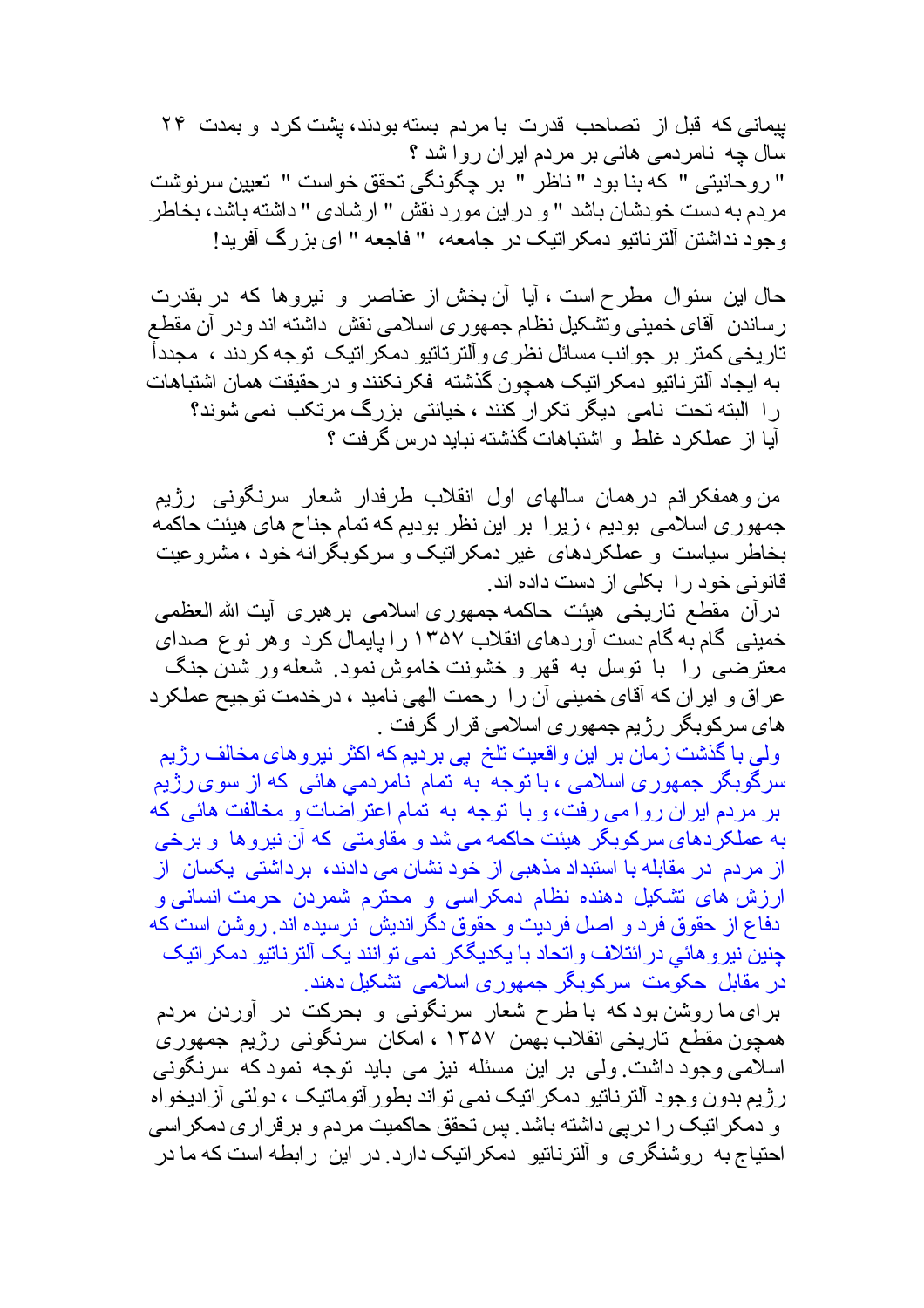پیمانی که قبل از تصاحب قدرت با مردم بسته بودند، پشت کرد و بمدت ۲۴ سال چه نامردمی هائی بر مردم ایران روا شد ؟
" روحانیتی " که بنا بود " ناظر " بر چگونگی تحقق خواست " تعیین سرنوشت مردم به دست خودشان باشد " و دراین مورد نقش " ارشادی " داشته باشد، بخاطر وجود نداشتن آلترناتیو دمکراتیک در جامعه، " فاجعه " ای بزرگ آفرید!

حال این سئوال مطرح است ، آیا آن بخش از عناصر و نیروها که در بقدرت رساندن آقای خمینی وتشکیل نظام جمهوری اسلامی نقش داشته اند ودر آن مقطع تاریخی کمتر بر جوانب مسائل نظری وآلترناتیو دمکراتیک توجه کردند ، مجدداً به ایجاد آلترناتیو دمکراتیک همچون گذشته فکرنکنند و درحقیقت همان اشتباهات را البته تحت نامی دیگر تکرار کنند ، خیانتی بزرگ مرتکب نمی شوند؟
آیا از عملکرد غلط و اشتباهات گذشته نباید درس گرفت ؟

من وهمفکرانم درهمان سالهای اول انقلاب طرفدار شعار سرنگونی رژیم جمهوری اسلامی بودیم ، زیرا بر این نظر بودیم که تمام جناح های هیئت حاکمه بخاطر سیاست و عملکردهای غیر دمکراتیک و سرکوبگرانه خود ، مشروعیت قانونی خود را بکلی از دست داده اند.
درآن مقطع تاریخی هیئت حاکمه جمهوری اسلامی برهبری آیت الله العظمی خمینی گام به گام دست آوردهای انقلاب ۱۳۵۷ را پایمال کرد وهر نوع صدای معترضی را با توسل به قهر و خشونت خاموش نمود. شعله ور شدن جنگ عراق و ایران که آقای خمینی آن را رحمت الهی نامید ، درخدمت توجیح عملکرد های سرکوبگر رژیم جمهوری اسلامی قرار گرفت .
ولی با گذشت زمان بر این واقعیت تلخ پی بردیم که اکثر نیروهای مخالف رژیم سرگوبگر جمهوری اسلامی ، با توجه به تمام نامردمي هائی که از سوی رژیم بر مردم ایران روا می رفت، و با توجه به تمام اعتراضات و مخالفت هائی که به عملکردهای سرکوبگر هیئت حاکمه می شد و مقاومتی که آن نیروها و برخی از مردم در مقابله با استبداد مذهبی از خود نشان می دادند، برداشتی یکسان از ارزش های تشکیل دهنده نظام دمکراسی و محترم شمردن حرمت انسانی و دفاع از حقوق فرد و اصل فردیت و حقوق دگراندیش نرسیده اند. روشن است که چنین نیروهائي در ائتلاف واتحاد با یکدیگر نمی توانند یک آلترناتیو دمکراتیک در مقابل حکومت سرکوبگر جمهوری اسلامی تشکیل دهند.
برای ما روشن بود که با طرح شعار سرنگونی و بحرکت در آوردن مردم همچون مقطع تاریخی انقلاب بهمن ۱۳۵۷ ، امکان سرنگونی رژیم جمهوری اسلامی وجود داشت. ولی بر این مسئله نیز می باید توجه نمود که سرنگونی رژیم بدون وجود آلترناتیو دمکراتیک نمی تواند بطورآتوماتیک ، دولتی آزادیخواه و دمکراتیک را درپی داشته باشد. پس تحقق حاکمیت مردم و برقراری دمکراسی احتیاج به روشنگری و آلترناتیو دمکراتیک دارد. در این رابطه است که ما در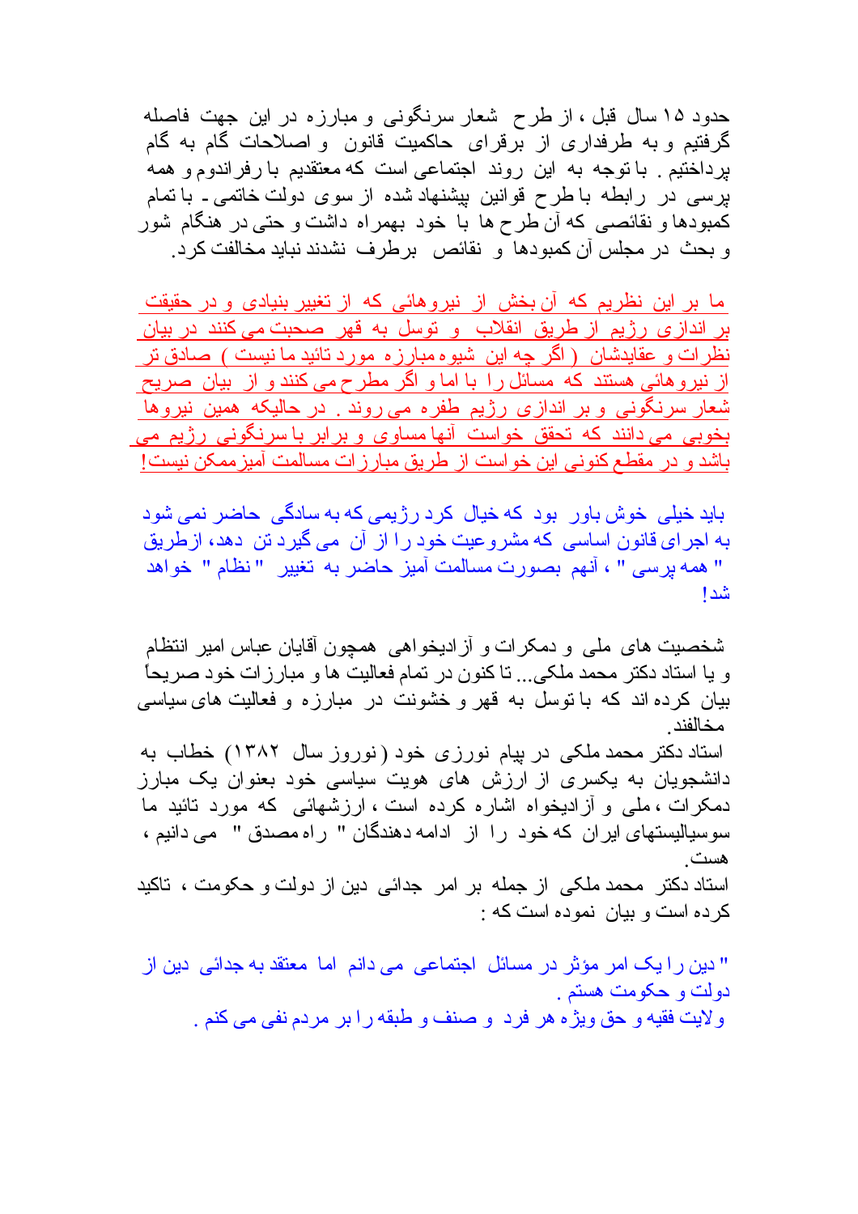حدود ۱۵ سال قبل ، از طرح شعار سرنگونی و مبارزه در این جهت فاصله گرفتیم و به طرفداری از برقرای حاکمیت قانون و اصلاحات گام به گام پرداختیم . با توجه به این روند اجتماعی است که معتقدیم با رفراندوم و همه پرسی در رابطه با طرح قوانین پیشنهاد شده از سوی دولت خاتمی ـ با تمام کمبودها و نقائصی که آن طرح ها با خود بهمراه داشت و حتی در هنگام شور و بحث در مجلس آن کمبودها و نقائص برطرف نشدند نباید مخالفت کرد.

ما بر این نظریم که آن بخش از نیروهائی که از تغییر بنیادی و در حقیقت بر اندازی رژیم از طریق انقلاب و توسل به قهر صحبت می کنند در بیان نظرات و عقایدشان ( اگر چه این شیوه مبارزه مورد تائید ما نیست ) صادق تر از نیروهائی هستند که مسائل را با اما و اگر مطرح می کنند و از بیان صریح شعار سرنگونی و بر اندازی رژیم طفره می روند . در حالیکه همین نیروها بخوبی می دانند که تحقق خواست آنها مساوی و برابر با سرنگونی رژیم می باشد و در مقطع کنونی این خواست از طریق مبارزات مسالمت آمیز ممکن نیست!

باید خیلی خوش باور بود که خیال کرد رژیمی که به سادگی حاضر نمی شود به اجرای قانون اساسی که مشروعیت خود را از آن می گیرد تن دهد، ازطریق " همه پرسی " ، آنهم بصورت مسالمت آمیز حاضر به تغییر " نظام " خواهد شد!

شخصیت های ملی و دمکرات و آزادیخواهی همچون آقایان عباس امیر انتظام و یا استاد دکتر محمد ملکی... تا کنون در تمام فعالیت ها و مبارزات خود صریحاً بیان کرده اند که با توسل به قهر و خشونت در مبارزه و فعالیت های سیاسی مخالفند.

استاد دکتر محمد ملکی در پیام نورزی خود ( نوروز سال ۱۳۸۲) خطاب به دانشجویان به یکسری از ارزش های هویت سیاسی خود بعنوان یک مبارز دمکرات ، ملی و آزادیخواه اشاره کرده است ، ارزشهائی که مورد تائید ما سوسیالیستهای ایران که خود را از ادامه دهندگان " راه مصدق " می دانیم ، هست.

استاد دکتر محمد ملکی از جمله بر امر جدائی دین از دولت و حکومت ، تاکید کرده است و بیان نموده است که :

" دین را یک امر مؤثر در مسائل اجتماعی می دانم اما معتقد به جدائی دین از دولت و حکومت هستم .
ولایت فقیه و حق ویژه هر فرد و صنف و طبقه را بر مردم نفی می کنم .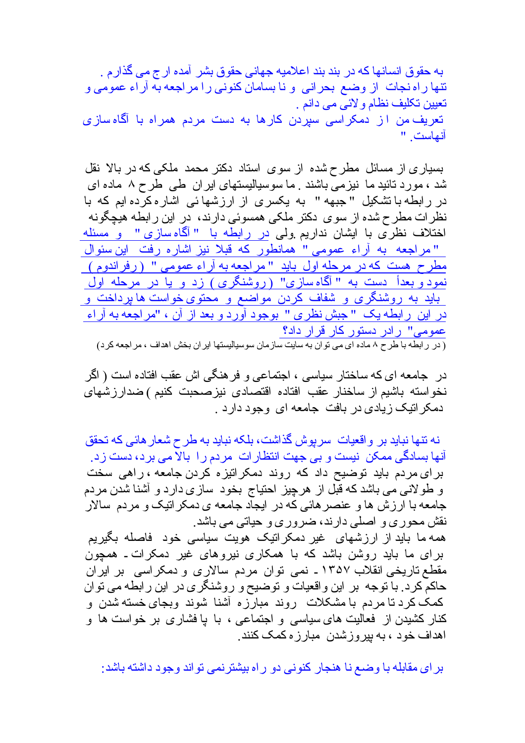به حقوق انسانها که در بند بند اعلامیه جهانی حقوق بشر آمده ارج می گذارم .
تنها راه نجات از وضع بحرانی و نا بسامان کنونی را مراجعه به آراء عمومی و تعیین تکلیف نظام ولائی می دانم .
تعریف من از دمکراسی سپردن کارها به دست مردم همراه با آگاه سازی آنهاست . "

بسیاری از مسائل مطرح شده از سوی استاد دکتر محمد ملکی که در بالا نقل شد ، مورد تائید ما نیزمی باشند . ما سوسیالیستهای ایران طی طرح ۸ ماده ای در رابطه با تشکیل " جبهه " به یکسری از ارزشها ئی اشاره کرده ایم که با نظرات مطرح شده از سوی دکتر ملکی همسوئی دارند، در این رابطه هیچگونه اختلاف نظری با ایشان نداریم .ولی در رابطه با " آگاه سازی " و مسئله " مراجعه به آراء عمومی " همانطور که قبلا نیز اشاره رفت این سئوال مطرح هست که در مرحله اول باید " مراجعه به آراء عمومی " (رفراندوم ) نمود و بعداً دست به " آگاه سازی" (روشنگری ) زد و یا در مرحله اول باید به روشنگری و شفاف کردن مواضع و محتوی خواست ها پرداخت و در این رابطه یک " جبش نظری " بوجود آورد و بعد از آن ، "مراجعه به آراء عمومی" رادر دستور کار قرار داد؟
( در رابطه با طرح ۸ ماده ای می توان به سایت سازمان سوسیالیستها ایران بخش اهداف ، مراجعه کرد)

در جامعه ای که ساختار سیاسی ، اجتماعی و فرهنگی اش عقب افتاده است ( اگر نخواسته باشیم از ساختار عقب افتاده اقتصادی نیزصحبت کنیم ) ضدارزشهای دمکراتیک زیادی در بافت جامعه ای وجود دارد .

نه تنها نباید بر واقعیات سرپوش گذاشت، بلکه نباید به طرح شعارهائی که تحقق آنها بسادگی ممکن نیست و بی جهت انتظارات مردم را بالا می برد، دست زد.
برای مردم باید توضیح داد که روند دمکراتیزه کردن جامعه ، راهی سخت و طولانی می باشد که قبل از هرچیز احتیاج بخود سازی دارد و آشنا شدن مردم جامعه با ارزش ها و عنصرهائی که در ایجاد جامعه ی دمکراتیک و مردم سالار نقش محوری و اصلی دارند، ضروری و حیاتی می باشد.
همه ما باید از ارزشهای غیر دمکراتیک هویت سیاسی خود فاصله بگیریم برای ما باید روشن باشد که با همکاری نیروهای غیر دمکرات ـ همچون مقطع تاریخی انقلاب ۱۳۵۷ ـ نمی توان مردم سالاری و دمکراسی بر ایران حاکم کرد. با توجه بر این واقعیات و توضیح و روشنگری در این رابطه می توان کمک کرد تا مردم با مشکلات روند مبارزه آشنا شوند وبجای خسته شدن و کنار کشیدن از فعالیت های سیاسی و اجتماعی ، با پا فشاری بر خواست ها و اهداف خود ، به پیروزشدن مبارزه کمک کنند.

برای مقابله با وضع نا هنجار کنونی دو راه بیشترنمی تواند وجود داشته باشد: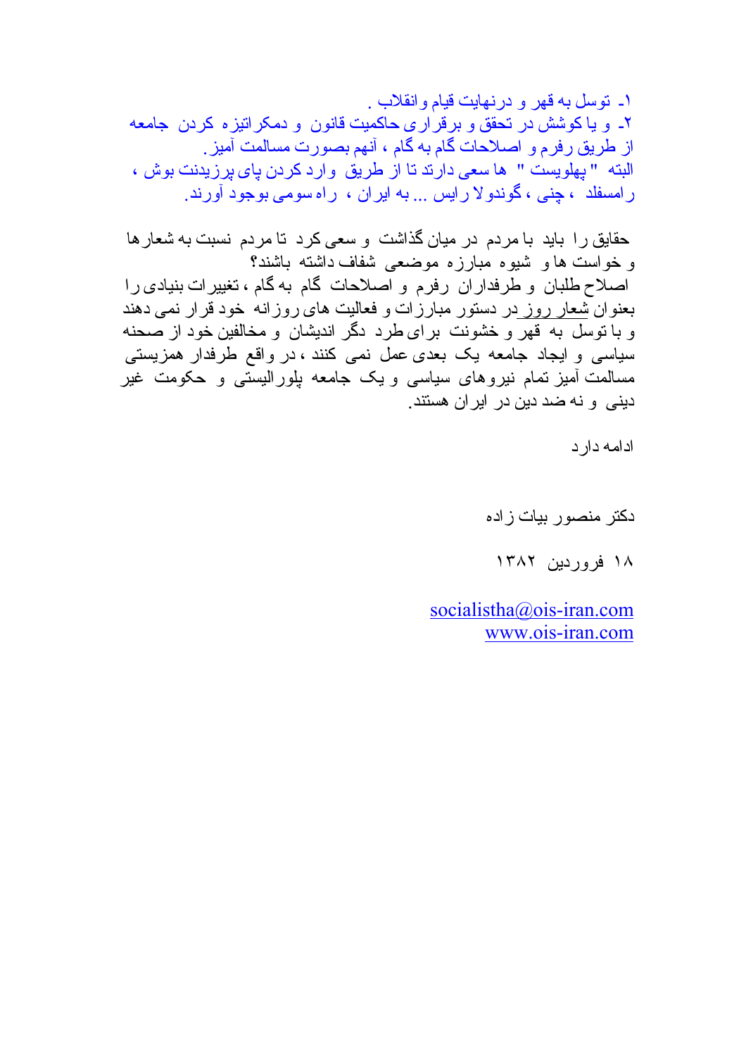۱- توسل به قهر و درنهایت قیام و انقلاب .
۲- و یا کوشش در تحقق و برقراری حاکمیت قانون و دمکراتیزه کردن جامعه از طریق رفرم و اصلاحات گام به گام ، آنهم بصورت مسالمت آمیز.
البته " پهلویست " ها سعی دارند تا از طریق وارد کردن پای پرزیدنت بوش ، رامسفلد ، چنی ، گوندولا رایس ... به ایران ، راه سومی بوجود آورند.

حقایق را باید با مردم در میان گذاشت و سعی کرد تا مردم نسبت به شعارها و خواست ها و شیوه مبارزه موضعی شفاف داشته باشند؟
اصلاح طلبان و طرفداران رفرم و اصلاحات گام به گام ، تغییرات بنیادی را بعنوان شعار روز در دستور مبارزات و فعالیت های روزانه خود قرار نمی دهند و با توسل به قهر و خشونت برای طرد دگر اندیشان و مخالفین خود از صحنه سیاسی و ایجاد جامعه یک بعدی عمل نمی کنند ، در واقع طرفدار همزیستی مسالمت آمیز تمام نیروهای سیاسی و یک جامعه پلورالیستی و حکومت غیر دینی و نه ضد دین در ایران هستند.

ادامه دارد

دکتر منصور بیات زاده

۱۸ فروردین ۱۳۸۲

socialistha@ois-iran.com
www.ois-iran.com